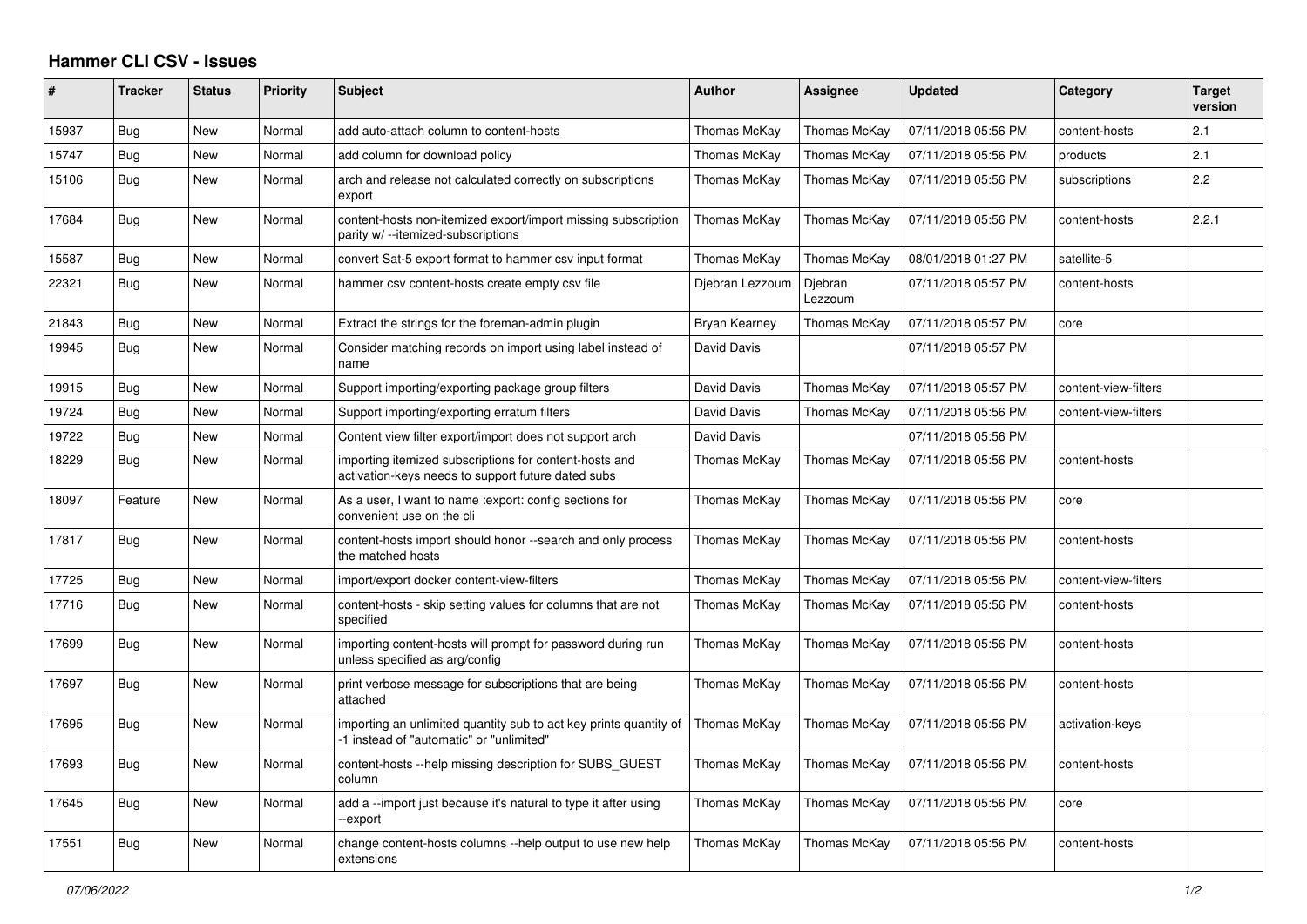# Hammer CLI CSV - Issues

| # | Tracker | Status | Priority | Subject | Author | Assignee | Updated | Category | Target version |
|---|---|---|---|---|---|---|---|---|---|
| 15937 | Bug | New | Normal | add auto-attach column to content-hosts | Thomas McKay | Thomas McKay | 07/11/2018 05:56 PM | content-hosts | 2.1 |
| 15747 | Bug | New | Normal | add column for download policy | Thomas McKay | Thomas McKay | 07/11/2018 05:56 PM | products | 2.1 |
| 15106 | Bug | New | Normal | arch and release not calculated correctly on subscriptions export | Thomas McKay | Thomas McKay | 07/11/2018 05:56 PM | subscriptions | 2.2 |
| 17684 | Bug | New | Normal | content-hosts non-itemized export/import missing subscription parity w/ --itemized-subscriptions | Thomas McKay | Thomas McKay | 07/11/2018 05:56 PM | content-hosts | 2.2.1 |
| 15587 | Bug | New | Normal | convert Sat-5 export format to hammer csv input format | Thomas McKay | Thomas McKay | 08/01/2018 01:27 PM | satellite-5 | |
| 22321 | Bug | New | Normal | hammer csv content-hosts create empty csv file | Djebran Lezzoum | Djebran Lezzoum | 07/11/2018 05:57 PM | content-hosts | |
| 21843 | Bug | New | Normal | Extract the strings for the foreman-admin plugin | Bryan Kearney | Thomas McKay | 07/11/2018 05:57 PM | core | |
| 19945 | Bug | New | Normal | Consider matching records on import using label instead of name | David Davis | | 07/11/2018 05:57 PM | | |
| 19915 | Bug | New | Normal | Support importing/exporting package group filters | David Davis | Thomas McKay | 07/11/2018 05:57 PM | content-view-filters | |
| 19724 | Bug | New | Normal | Support importing/exporting erratum filters | David Davis | Thomas McKay | 07/11/2018 05:56 PM | content-view-filters | |
| 19722 | Bug | New | Normal | Content view filter export/import does not support arch | David Davis | | 07/11/2018 05:56 PM | | |
| 18229 | Bug | New | Normal | importing itemized subscriptions for content-hosts and activation-keys needs to support future dated subs | Thomas McKay | Thomas McKay | 07/11/2018 05:56 PM | content-hosts | |
| 18097 | Feature | New | Normal | As a user, I want to name :export: config sections for convenient use on the cli | Thomas McKay | Thomas McKay | 07/11/2018 05:56 PM | core | |
| 17817 | Bug | New | Normal | content-hosts import should honor --search and only process the matched hosts | Thomas McKay | Thomas McKay | 07/11/2018 05:56 PM | content-hosts | |
| 17725 | Bug | New | Normal | import/export docker content-view-filters | Thomas McKay | Thomas McKay | 07/11/2018 05:56 PM | content-view-filters | |
| 17716 | Bug | New | Normal | content-hosts - skip setting values for columns that are not specified | Thomas McKay | Thomas McKay | 07/11/2018 05:56 PM | content-hosts | |
| 17699 | Bug | New | Normal | importing content-hosts will prompt for password during run unless specified as arg/config | Thomas McKay | Thomas McKay | 07/11/2018 05:56 PM | content-hosts | |
| 17697 | Bug | New | Normal | print verbose message for subscriptions that are being attached | Thomas McKay | Thomas McKay | 07/11/2018 05:56 PM | content-hosts | |
| 17695 | Bug | New | Normal | importing an unlimited quantity sub to act key prints quantity of -1 instead of "automatic" or "unlimited" | Thomas McKay | Thomas McKay | 07/11/2018 05:56 PM | activation-keys | |
| 17693 | Bug | New | Normal | content-hosts --help missing description for SUBS_GUEST column | Thomas McKay | Thomas McKay | 07/11/2018 05:56 PM | content-hosts | |
| 17645 | Bug | New | Normal | add a --import just because it's natural to type it after using --export | Thomas McKay | Thomas McKay | 07/11/2018 05:56 PM | core | |
| 17551 | Bug | New | Normal | change content-hosts columns --help output to use new help extensions | Thomas McKay | Thomas McKay | 07/11/2018 05:56 PM | content-hosts | |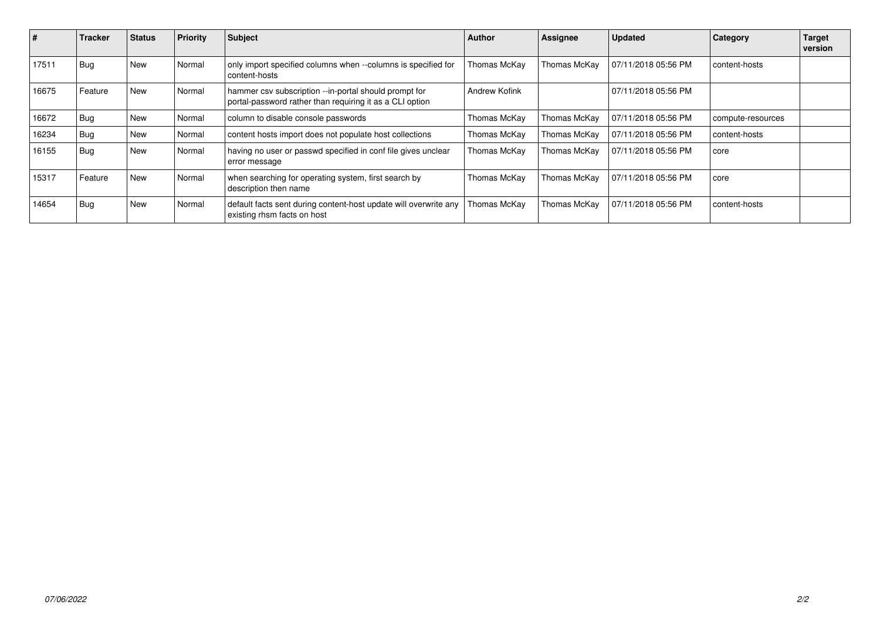| # | Tracker | Status | Priority | Subject | Author | Assignee | Updated | Category | Target version |
|---|---|---|---|---|---|---|---|---|---|
| 17511 | Bug | New | Normal | only import specified columns when --columns is specified for content-hosts | Thomas McKay | Thomas McKay | 07/11/2018 05:56 PM | content-hosts | |
| 16675 | Feature | New | Normal | hammer csv subscription --in-portal should prompt for portal-password rather than requiring it as a CLI option | Andrew Kofink | | 07/11/2018 05:56 PM | | |
| 16672 | Bug | New | Normal | column to disable console passwords | Thomas McKay | Thomas McKay | 07/11/2018 05:56 PM | compute-resources | |
| 16234 | Bug | New | Normal | content hosts import does not populate host collections | Thomas McKay | Thomas McKay | 07/11/2018 05:56 PM | content-hosts | |
| 16155 | Bug | New | Normal | having no user or passwd specified in conf file gives unclear error message | Thomas McKay | Thomas McKay | 07/11/2018 05:56 PM | core | |
| 15317 | Feature | New | Normal | when searching for operating system, first search by description then name | Thomas McKay | Thomas McKay | 07/11/2018 05:56 PM | core | |
| 14654 | Bug | New | Normal | default facts sent during content-host update will overwrite any existing rhsm facts on host | Thomas McKay | Thomas McKay | 07/11/2018 05:56 PM | content-hosts | |